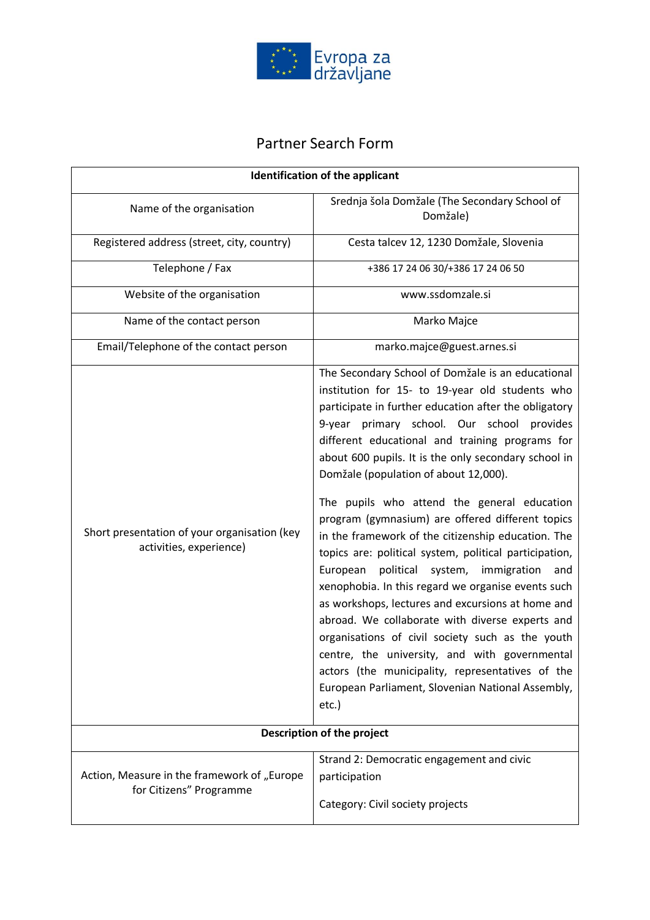Evropa za državljane

# Partner Search Form

| Identification of the applicant | |
|---|---|
| Name of the organisation | Srednja šola Domžale (The Secondary School of Domžale) |
| Registered address (street, city, country) | Cesta talcev 12, 1230 Domžale, Slovenia |
| Telephone / Fax | +386 17 24 06 30/+386 17 24 06 50 |
| Website of the organisation | www.ssdomzale.si |
| Name of the contact person | Marko Majce |
| Email/Telephone of the contact person | marko.majce@guest.arnes.si |
| Short presentation of your organisation (key activities, experience) | The Secondary School of Domžale is an educational institution for 15- to 19-year old students who participate in further education after the obligatory 9-year primary school. Our school provides different educational and training programs for about 600 pupils. It is the only secondary school in Domžale (population of about 12,000).<br><br>The pupils who attend the general education program (gymnasium) are offered different topics in the framework of the citizenship education. The topics are: political system, political participation, European political system, immigration and xenophobia. In this regard we organise events such as workshops, lectures and excursions at home and abroad. We collaborate with diverse experts and organisations of civil society such as the youth centre, the university, and with governmental actors (the municipality, representatives of the European Parliament, Slovenian National Assembly, etc.) |
| **Description of the project** | |
| Action, Measure in the framework of „Europe for Citizens" Programme | Strand 2: Democratic engagement and civic participation<br><br>Category: Civil society projects |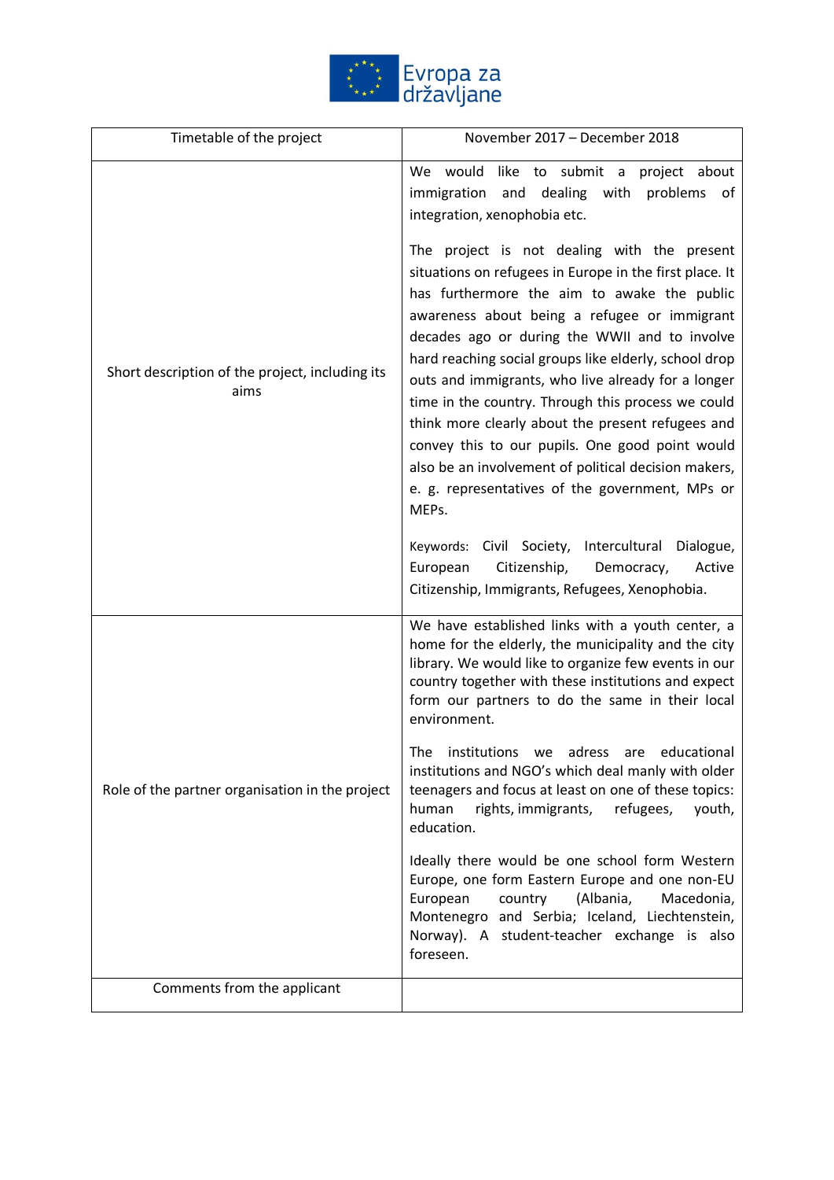Evropa za državljane

| | |
|---|---|
| Timetable of the project | November 2017 – December 2018 |
| Short description of the project, including its aims | We would like to submit a project about immigration and dealing with problems of integration, xenophobia etc.<br><br>The project is not dealing with the present situations on refugees in Europe in the first place. It has furthermore the aim to awake the public awareness about being a refugee or immigrant decades ago or during the WWII and to involve hard reaching social groups like elderly, school drop outs and immigrants, who live already for a longer time in the country. Through this process we could think more clearly about the present refugees and convey this to our pupils. One good point would also be an involvement of political decision makers, e. g. representatives of the government, MPs or MEPs.<br><br>Keywords: Civil Society, Intercultural Dialogue, European Citizenship, Democracy, Active Citizenship, Immigrants, Refugees, Xenophobia. |
| Role of the partner organisation in the project | We have established links with a youth center, a home for the elderly, the municipality and the city library. We would like to organize few events in our country together with these institutions and expect form our partners to do the same in their local environment.<br><br>The institutions we adress are educational institutions and NGO's which deal manly with older teenagers and focus at least on one of these topics: human rights, immigrants, refugees, youth, education.<br><br>Ideally there would be one school form Western Europe, one form Eastern Europe and one non-EU European country (Albania, Macedonia, Montenegro and Serbia; Iceland, Liechtenstein, Norway). A student-teacher exchange is also foreseen. |
| Comments from the applicant | |